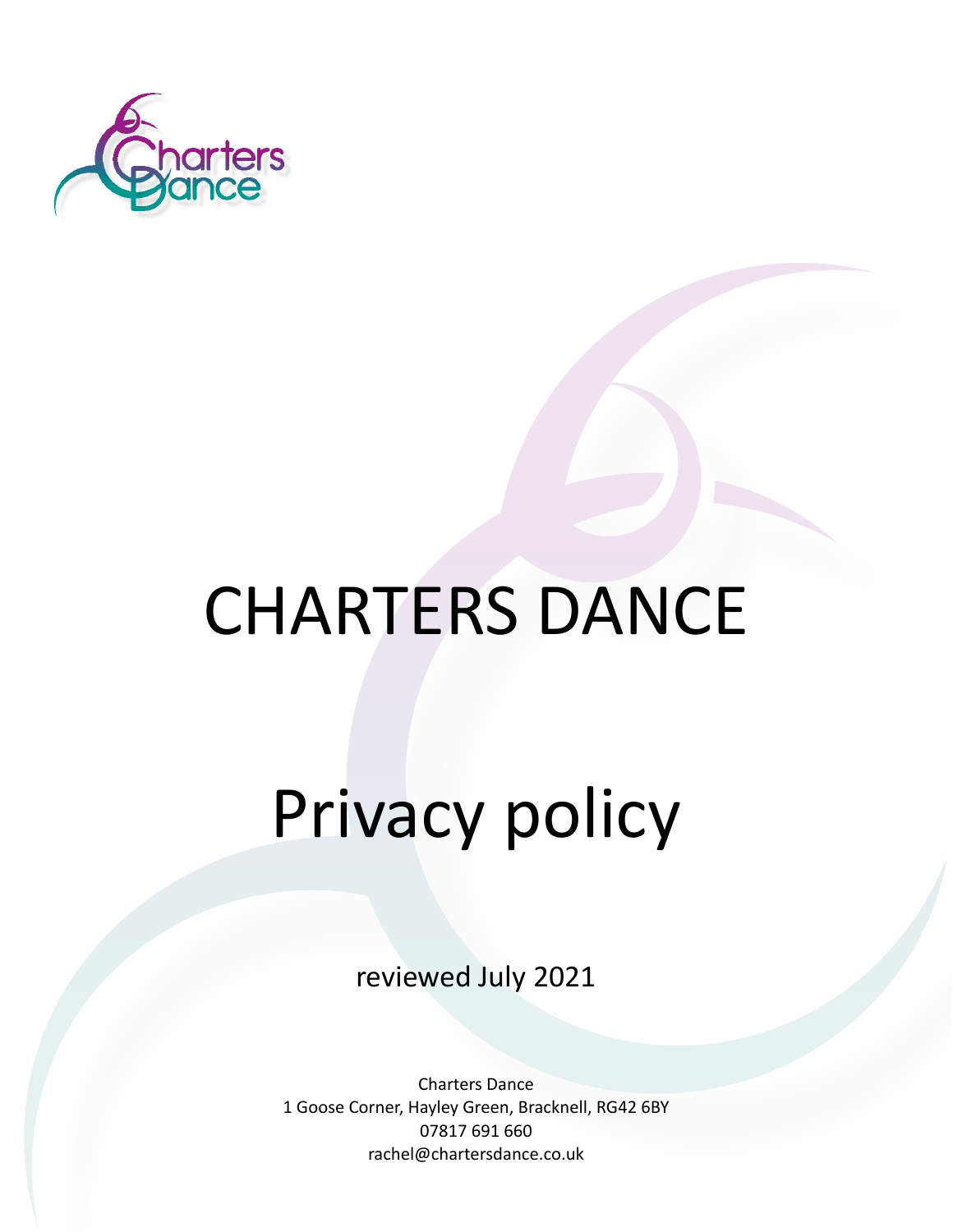# CHARTERS DANCE

# Privacy policy

reviewed July 2021

Charters Dance
1 Goose Corner, Hayley Green, Bracknell, RG42 6BY
07817 691 660
rachel@chartersdance.co.uk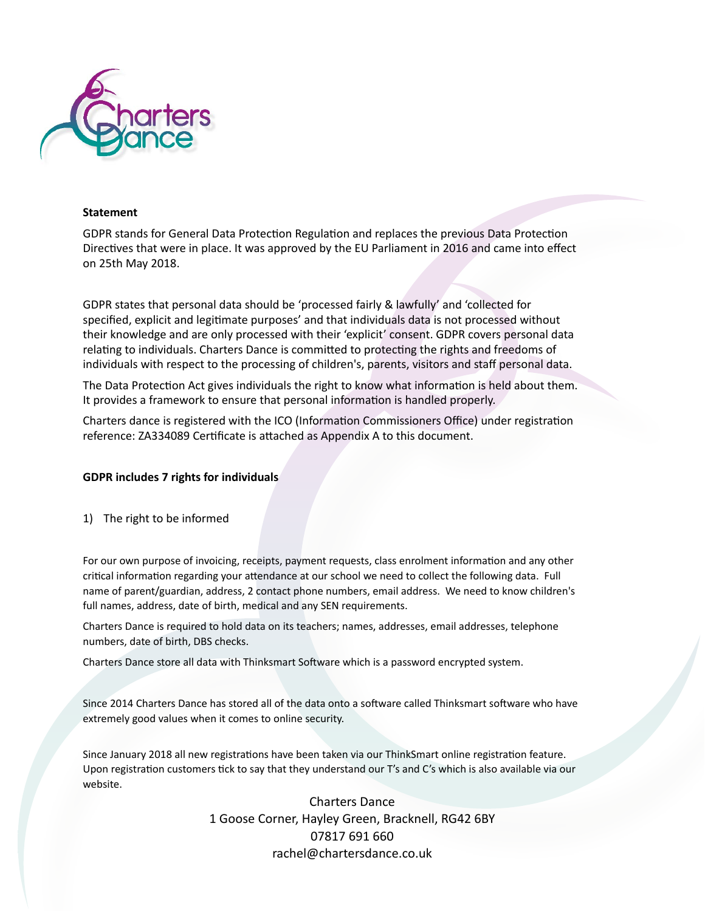**Statement**

GDPR stands for General Data Protection Regulation and replaces the previous Data Protection Directives that were in place. It was approved by the EU Parliament in 2016 and came into effect on 25th May 2018.

GDPR states that personal data should be 'processed fairly & lawfully' and 'collected for specified, explicit and legitimate purposes' and that individuals data is not processed without their knowledge and are only processed with their 'explicit' consent. GDPR covers personal data relating to individuals. Charters Dance is committed to protecting the rights and freedoms of individuals with respect to the processing of children's, parents, visitors and staff personal data.

The Data Protection Act gives individuals the right to know what information is held about them. It provides a framework to ensure that personal information is handled properly.

Charters dance is registered with the ICO (Information Commissioners Office) under registration reference: ZA334089 Certificate is attached as Appendix A to this document.

**GDPR includes 7 rights for individuals**

1) The right to be informed

For our own purpose of invoicing, receipts, payment requests, class enrolment information and any other critical information regarding your attendance at our school we need to collect the following data. Full name of parent/guardian, address, 2 contact phone numbers, email address. We need to know children's full names, address, date of birth, medical and any SEN requirements.

Charters Dance is required to hold data on its teachers; names, addresses, email addresses, telephone numbers, date of birth, DBS checks.

Charters Dance store all data with Thinksmart Software which is a password encrypted system.

Since 2014 Charters Dance has stored all of the data onto a software called Thinksmart software who have extremely good values when it comes to online security.

Since January 2018 all new registrations have been taken via our ThinkSmart online registration feature. Upon registration customers tick to say that they understand our T's and C's which is also available via our website.

Charters Dance
1 Goose Corner, Hayley Green, Bracknell, RG42 6BY
07817 691 660
rachel@chartersdance.co.uk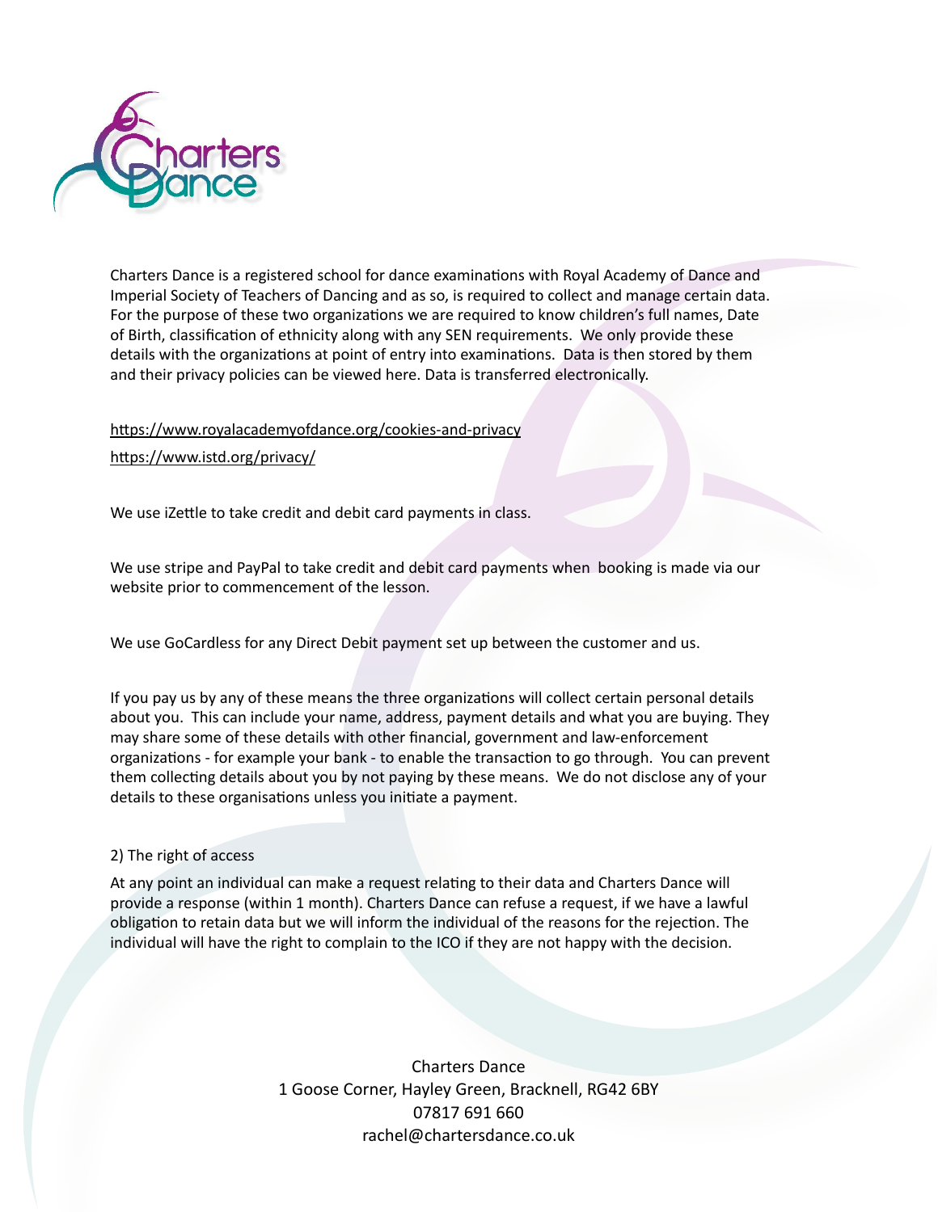Charters Dance is a registered school for dance examinations with Royal Academy of Dance and Imperial Society of Teachers of Dancing and as so, is required to collect and manage certain data. For the purpose of these two organizations we are required to know children's full names, Date of Birth, classification of ethnicity along with any SEN requirements. We only provide these details with the organizations at point of entry into examinations. Data is then stored by them and their privacy policies can be viewed here. Data is transferred electronically.

https://www.royalacademyofdance.org/cookies-and-privacy

https://www.istd.org/privacy/

We use iZettle to take credit and debit card payments in class.

We use stripe and PayPal to take credit and debit card payments when booking is made via our website prior to commencement of the lesson.

We use GoCardless for any Direct Debit payment set up between the customer and us.

If you pay us by any of these means the three organizations will collect certain personal details about you. This can include your name, address, payment details and what you are buying. They may share some of these details with other financial, government and law-enforcement organizations - for example your bank - to enable the transaction to go through. You can prevent them collecting details about you by not paying by these means. We do not disclose any of your details to these organisations unless you initiate a payment.

2) The right of access

At any point an individual can make a request relating to their data and Charters Dance will provide a response (within 1 month). Charters Dance can refuse a request, if we have a lawful obligation to retain data but we will inform the individual of the reasons for the rejection. The individual will have the right to complain to the ICO if they are not happy with the decision.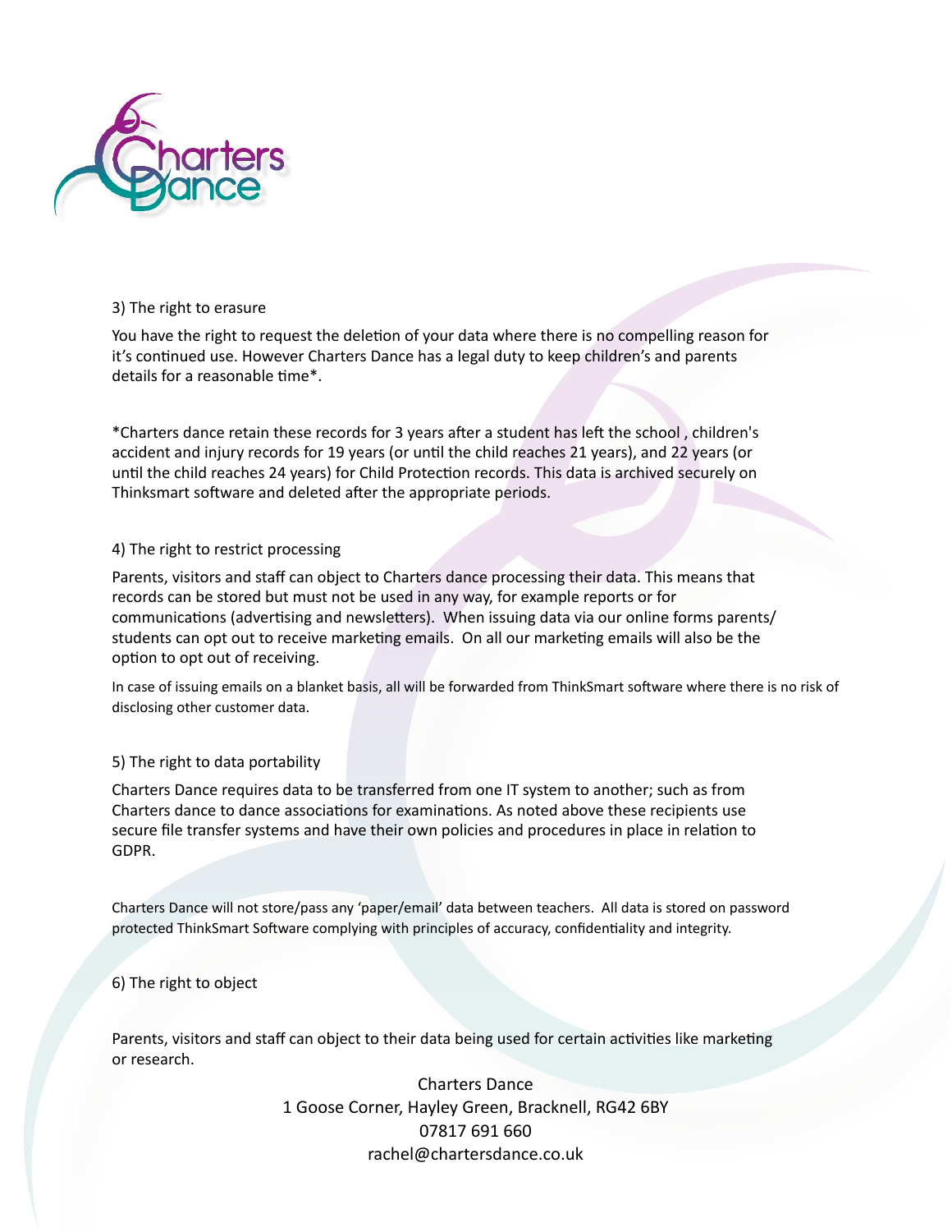### 3) The right to erasure

You have the right to request the deletion of your data where there is no compelling reason for it's continued use. However Charters Dance has a legal duty to keep children's and parents details for a reasonable time*.

*Charters dance retain these records for 3 years after a student has left the school , children's accident and injury records for 19 years (or until the child reaches 21 years), and 22 years (or until the child reaches 24 years) for Child Protection records. This data is archived securely on Thinksmart software and deleted after the appropriate periods.

### 4) The right to restrict processing

Parents, visitors and staff can object to Charters dance processing their data. This means that records can be stored but must not be used in any way, for example reports or for communications (advertising and newsletters). When issuing data via our online forms parents/ students can opt out to receive marketing emails. On all our marketing emails will also be the option to opt out of receiving.

In case of issuing emails on a blanket basis, all will be forwarded from ThinkSmart software where there is no risk of disclosing other customer data.

### 5) The right to data portability

Charters Dance requires data to be transferred from one IT system to another; such as from Charters dance to dance associations for examinations. As noted above these recipients use secure file transfer systems and have their own policies and procedures in place in relation to GDPR.

Charters Dance will not store/pass any 'paper/email' data between teachers. All data is stored on password protected ThinkSmart Software complying with principles of accuracy, confidentiality and integrity.

### 6) The right to object

Parents, visitors and staff can object to their data being used for certain activities like marketing or research.

Charters Dance
1 Goose Corner, Hayley Green, Bracknell, RG42 6BY
07817 691 660
rachel@chartersdance.co.uk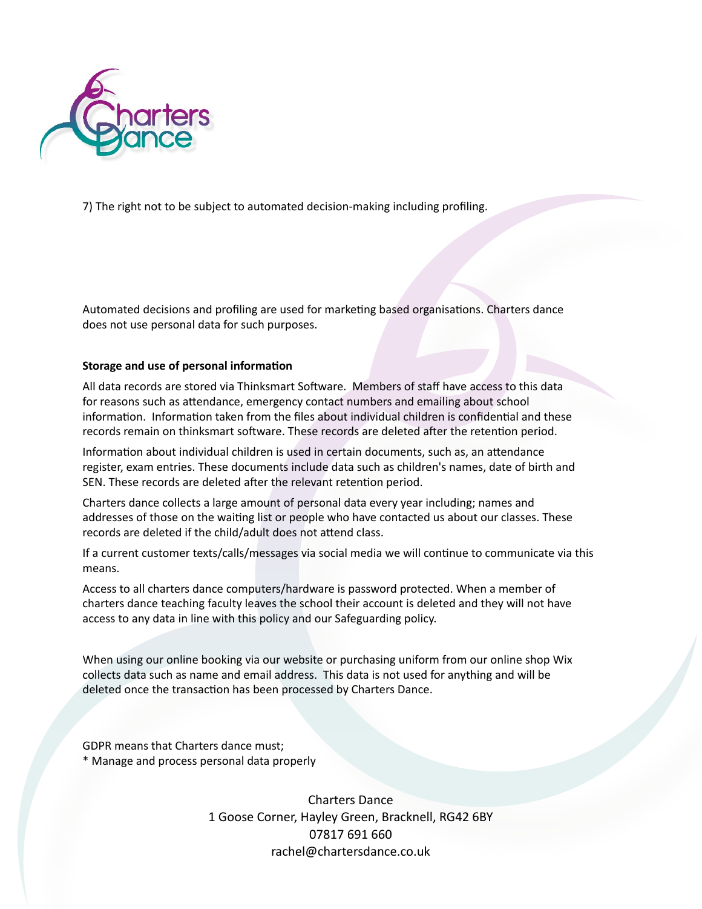7) The right not to be subject to automated decision-making including profiling.

Automated decisions and profiling are used for marketing based organisations. Charters dance does not use personal data for such purposes.

**Storage and use of personal information**

All data records are stored via Thinksmart Software.  Members of staff have access to this data for reasons such as attendance, emergency contact numbers and emailing about school information.  Information taken from the files about individual children is confidential and these records remain on thinksmart software. These records are deleted after the retention period.

Information about individual children is used in certain documents, such as, an attendance register, exam entries. These documents include data such as children's names, date of birth and SEN. These records are deleted after the relevant retention period.

Charters dance collects a large amount of personal data every year including; names and addresses of those on the waiting list or people who have contacted us about our classes. These records are deleted if the child/adult does not attend class.

If a current customer texts/calls/messages via social media we will continue to communicate via this means.

Access to all charters dance computers/hardware is password protected. When a member of charters dance teaching faculty leaves the school their account is deleted and they will not have access to any data in line with this policy and our Safeguarding policy.

When using our online booking via our website or purchasing uniform from our online shop Wix collects data such as name and email address.  This data is not used for anything and will be deleted once the transaction has been processed by Charters Dance.

GDPR means that Charters dance must;
* Manage and process personal data properly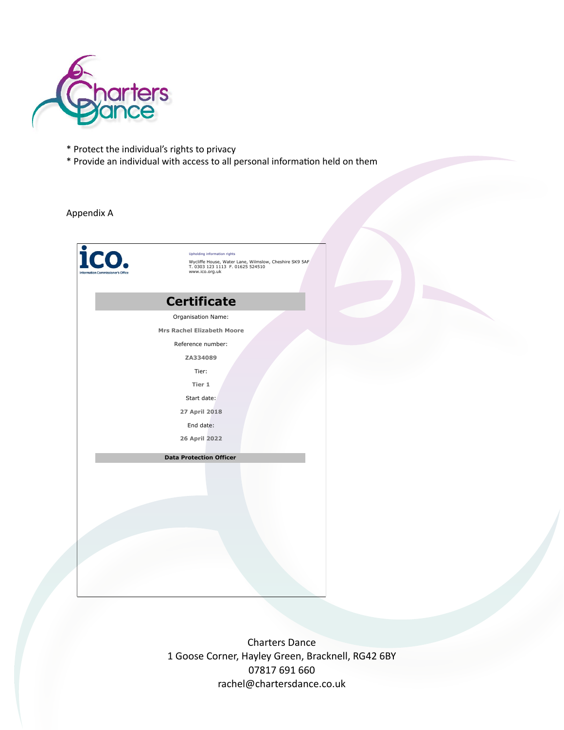* Protect the individual's rights to privacy
* Provide an individual with access to all personal information held on them

Appendix A

ico.
Information Commissioner's Office

Upholding information rights

Wycliffe House, Water Lane, Wilmslow, Cheshire SK9 5AF
T. 0303 123 1113 F. 01625 524510
www.ico.org.uk

## Certificate

Organisation Name:

**Mrs Rachel Elizabeth Moore**

Reference number:

**ZA334089**

Tier:

**Tier 1**

Start date:

**27 April 2018**

End date:

**26 April 2022**

**Data Protection Officer**

Charters Dance
1 Goose Corner, Hayley Green, Bracknell, RG42 6BY
07817 691 660
rachel@chartersdance.co.uk